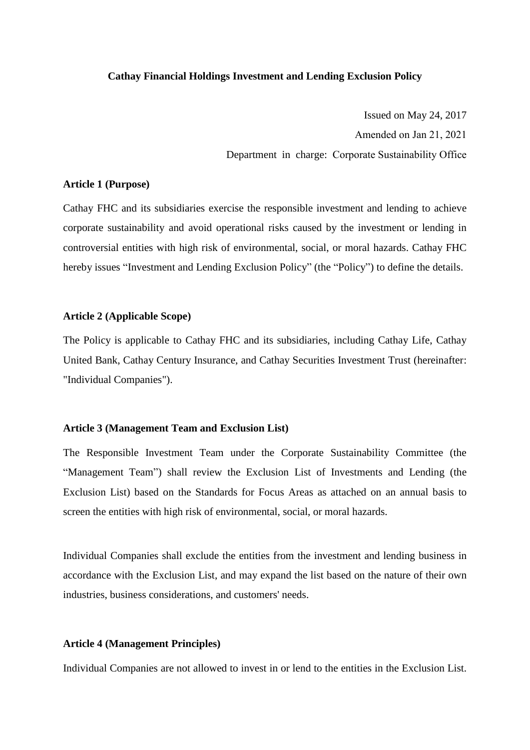# Cathay Financial Holdings Investment and Lending Exclusion Policy

Issued on May 24, 2017

Amended on Jan 21, 2021

Department in charge: Corporate Sustainability Office

**Article 1 (Purpose)**

Cathay FHC and its subsidiaries exercise the responsible investment and lending to achieve corporate sustainability and avoid operational risks caused by the investment or lending in controversial entities with high risk of environmental, social, or moral hazards. Cathay FHC hereby issues "Investment and Lending Exclusion Policy" (the "Policy") to define the details.

**Article 2 (Applicable Scope)**

The Policy is applicable to Cathay FHC and its subsidiaries, including Cathay Life, Cathay United Bank, Cathay Century Insurance, and Cathay Securities Investment Trust (hereinafter: "Individual Companies").

**Article 3 (Management Team and Exclusion List)**

The Responsible Investment Team under the Corporate Sustainability Committee (the "Management Team") shall review the Exclusion List of Investments and Lending (the Exclusion List) based on the Standards for Focus Areas as attached on an annual basis to screen the entities with high risk of environmental, social, or moral hazards.

Individual Companies shall exclude the entities from the investment and lending business in accordance with the Exclusion List, and may expand the list based on the nature of their own industries, business considerations, and customers' needs.

**Article 4 (Management Principles)**

Individual Companies are not allowed to invest in or lend to the entities in the Exclusion List.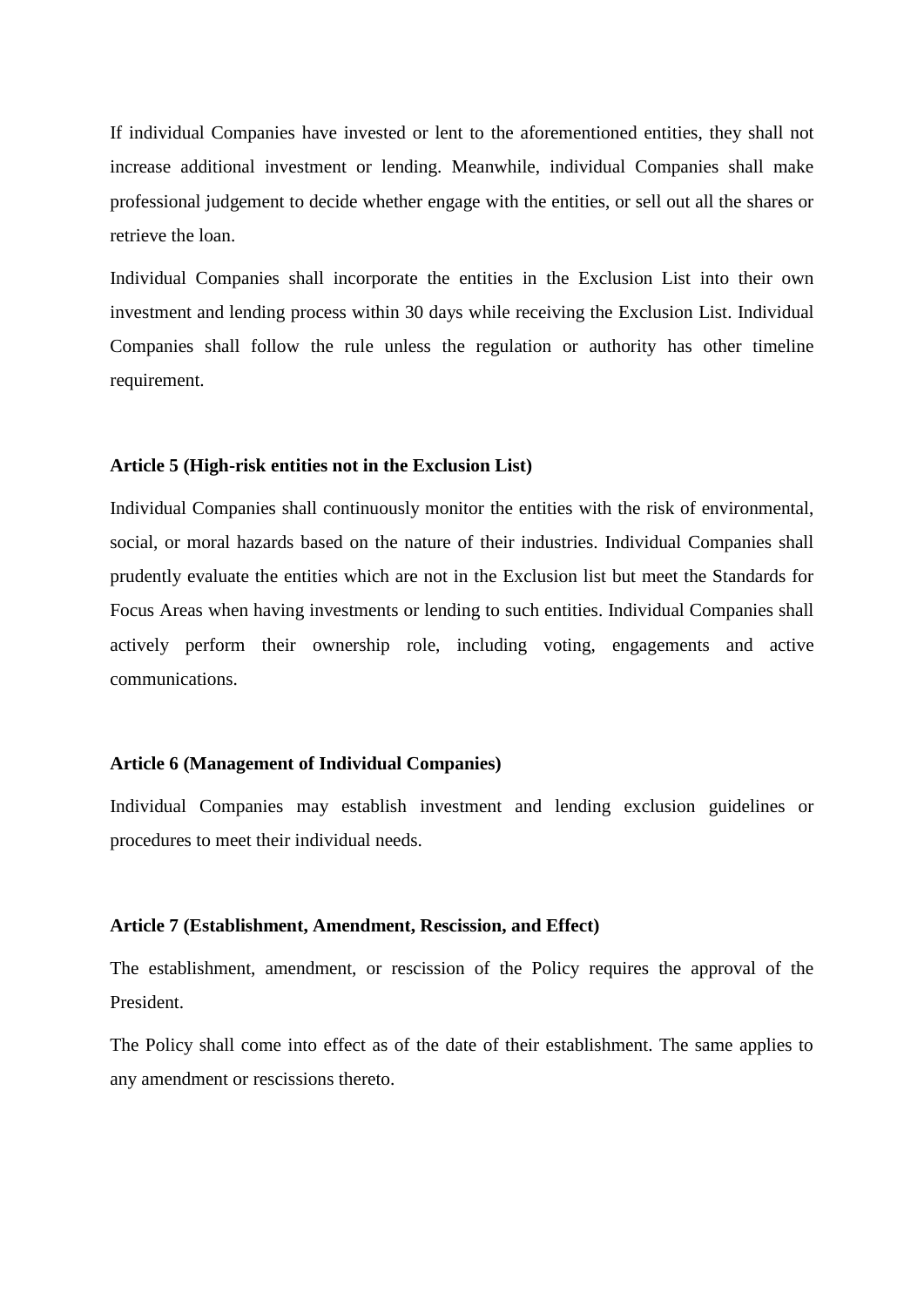If individual Companies have invested or lent to the aforementioned entities, they shall not increase additional investment or lending. Meanwhile, individual Companies shall make professional judgement to decide whether engage with the entities, or sell out all the shares or retrieve the loan.

Individual Companies shall incorporate the entities in the Exclusion List into their own investment and lending process within 30 days while receiving the Exclusion List. Individual Companies shall follow the rule unless the regulation or authority has other timeline requirement.

**Article 5 (High-risk entities not in the Exclusion List)**

Individual Companies shall continuously monitor the entities with the risk of environmental, social, or moral hazards based on the nature of their industries. Individual Companies shall prudently evaluate the entities which are not in the Exclusion list but meet the Standards for Focus Areas when having investments or lending to such entities. Individual Companies shall actively perform their ownership role, including voting, engagements and active communications.

**Article 6 (Management of Individual Companies)**

Individual Companies may establish investment and lending exclusion guidelines or procedures to meet their individual needs.

**Article 7 (Establishment, Amendment, Rescission, and Effect)**

The establishment, amendment, or rescission of the Policy requires the approval of the President.

The Policy shall come into effect as of the date of their establishment. The same applies to any amendment or rescissions thereto.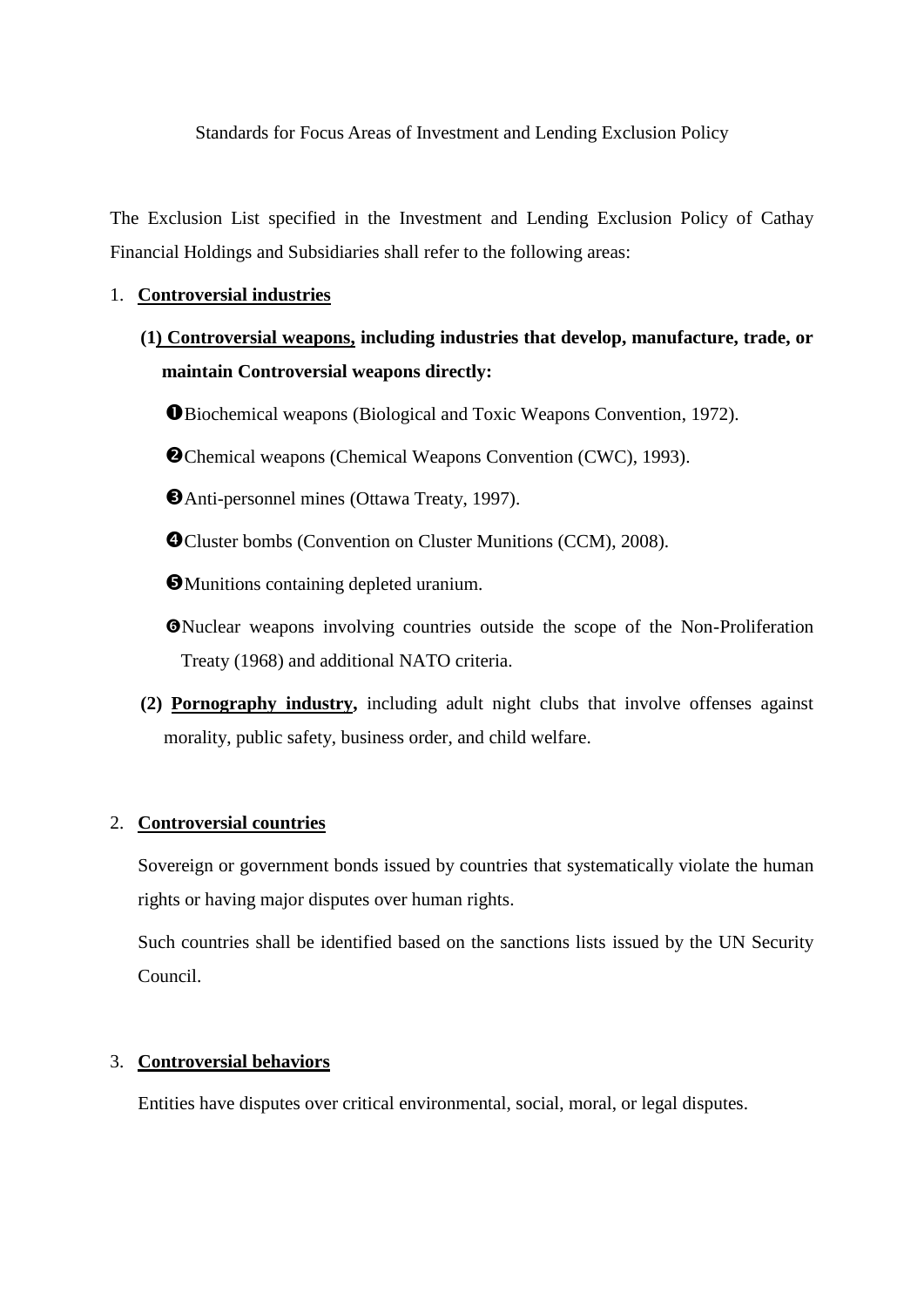Standards for Focus Areas of Investment and Lending Exclusion Policy

The Exclusion List specified in the Investment and Lending Exclusion Policy of Cathay Financial Holdings and Subsidiaries shall refer to the following areas:

1. **Controversial industries**

   **(1) Controversial weapons, including industries that develop, manufacture, trade, or maintain Controversial weapons directly:**

   ❶Biochemical weapons (Biological and Toxic Weapons Convention, 1972).

   ❷Chemical weapons (Chemical Weapons Convention (CWC), 1993).

   ❸Anti-personnel mines (Ottawa Treaty, 1997).

   ❹Cluster bombs (Convention on Cluster Munitions (CCM), 2008).

   ❺Munitions containing depleted uranium.

   ❻Nuclear weapons involving countries outside the scope of the Non-Proliferation Treaty (1968) and additional NATO criteria.

   **(2) Pornography industry,** including adult night clubs that involve offenses against morality, public safety, business order, and child welfare.

2. **Controversial countries**

   Sovereign or government bonds issued by countries that systematically violate the human rights or having major disputes over human rights.

   Such countries shall be identified based on the sanctions lists issued by the UN Security Council.

3. **Controversial behaviors**

   Entities have disputes over critical environmental, social, moral, or legal disputes.